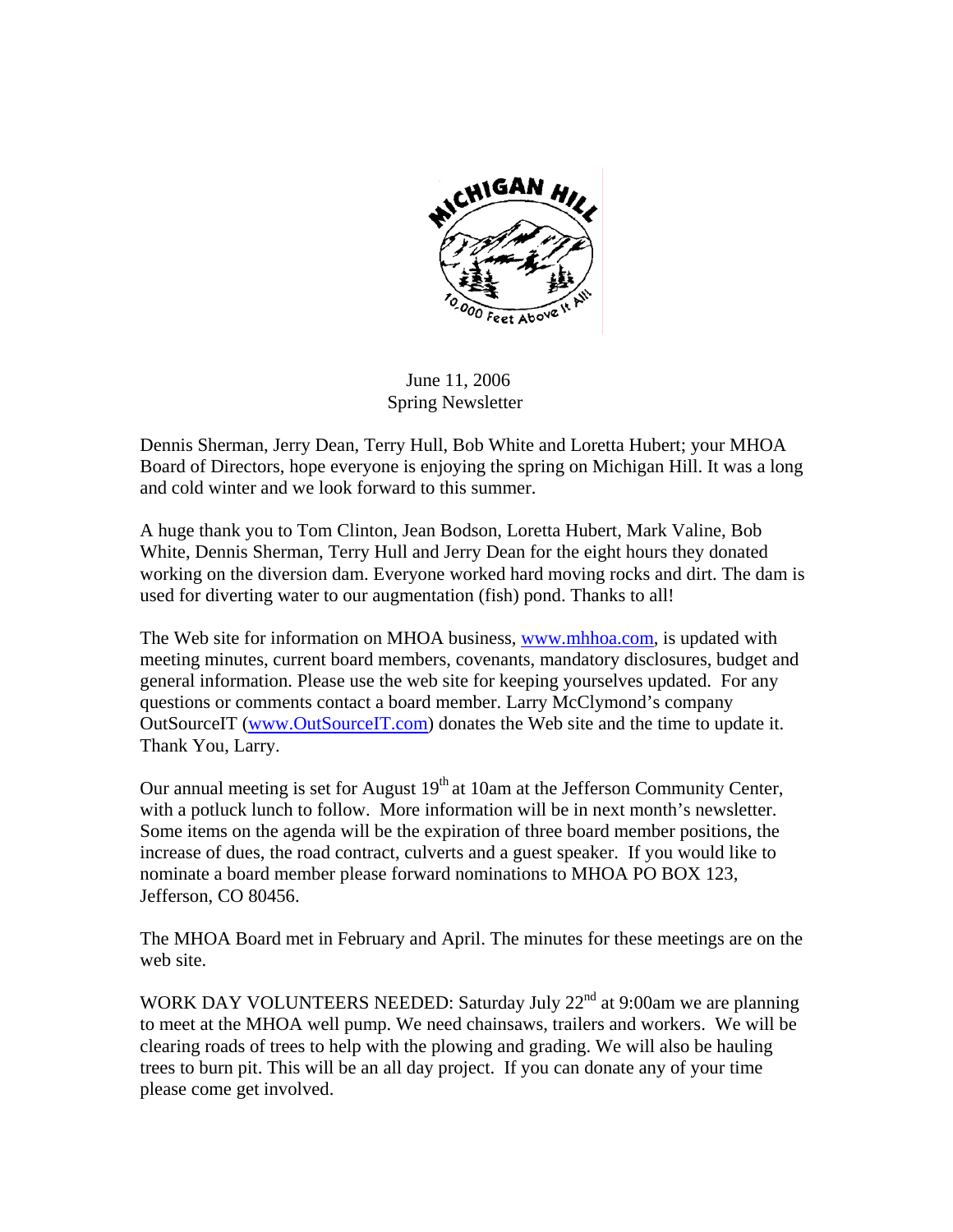June 11, 2006
Spring Newsletter

Dennis Sherman, Jerry Dean, Terry Hull, Bob White and Loretta Hubert; your MHOA Board of Directors, hope everyone is enjoying the spring on Michigan Hill. It was a long and cold winter and we look forward to this summer.

A huge thank you to Tom Clinton, Jean Bodson, Loretta Hubert, Mark Valine, Bob White, Dennis Sherman, Terry Hull and Jerry Dean for the eight hours they donated working on the diversion dam. Everyone worked hard moving rocks and dirt. The dam is used for diverting water to our augmentation (fish) pond. Thanks to all!

The Web site for information on MHOA business, www.mhhoa.com, is updated with meeting minutes, current board members, covenants, mandatory disclosures, budget and general information. Please use the web site for keeping yourselves updated. For any questions or comments contact a board member. Larry McClymond's company OutSourceIT (www.OutSourceIT.com) donates the Web site and the time to update it. Thank You, Larry.

Our annual meeting is set for August 19th at 10am at the Jefferson Community Center, with a potluck lunch to follow. More information will be in next month's newsletter. Some items on the agenda will be the expiration of three board member positions, the increase of dues, the road contract, culverts and a guest speaker. If you would like to nominate a board member please forward nominations to MHOA PO BOX 123, Jefferson, CO 80456.

The MHOA Board met in February and April. The minutes for these meetings are on the web site.

WORK DAY VOLUNTEERS NEEDED: Saturday July 22nd at 9:00am we are planning to meet at the MHOA well pump. We need chainsaws, trailers and workers. We will be clearing roads of trees to help with the plowing and grading. We will also be hauling trees to burn pit. This will be an all day project. If you can donate any of your time please come get involved.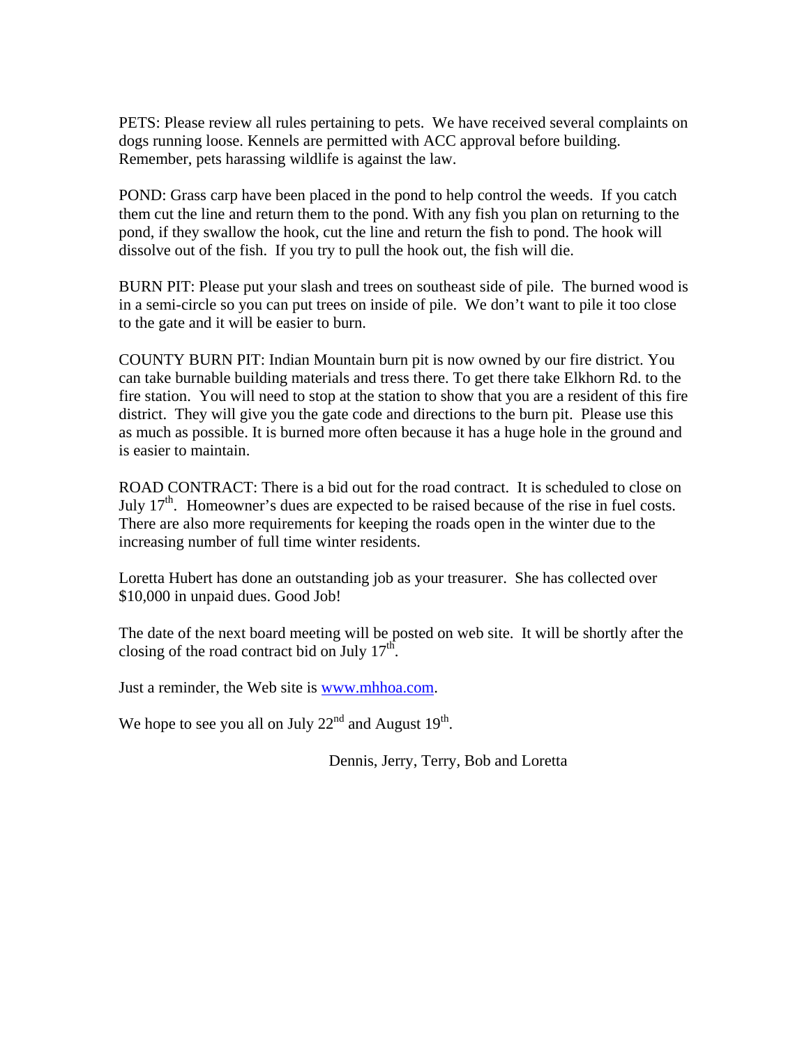PETS: Please review all rules pertaining to pets. We have received several complaints on dogs running loose. Kennels are permitted with ACC approval before building. Remember, pets harassing wildlife is against the law.

POND: Grass carp have been placed in the pond to help control the weeds. If you catch them cut the line and return them to the pond. With any fish you plan on returning to the pond, if they swallow the hook, cut the line and return the fish to pond. The hook will dissolve out of the fish. If you try to pull the hook out, the fish will die.

BURN PIT: Please put your slash and trees on southeast side of pile. The burned wood is in a semi-circle so you can put trees on inside of pile. We don't want to pile it too close to the gate and it will be easier to burn.

COUNTY BURN PIT: Indian Mountain burn pit is now owned by our fire district. You can take burnable building materials and tress there. To get there take Elkhorn Rd. to the fire station. You will need to stop at the station to show that you are a resident of this fire district. They will give you the gate code and directions to the burn pit. Please use this as much as possible. It is burned more often because it has a huge hole in the ground and is easier to maintain.

ROAD CONTRACT: There is a bid out for the road contract. It is scheduled to close on July 17th. Homeowner's dues are expected to be raised because of the rise in fuel costs. There are also more requirements for keeping the roads open in the winter due to the increasing number of full time winter residents.

Loretta Hubert has done an outstanding job as your treasurer. She has collected over $10,000 in unpaid dues. Good Job!

The date of the next board meeting will be posted on web site. It will be shortly after the closing of the road contract bid on July 17th.

Just a reminder, the Web site is www.mhhoa.com.

We hope to see you all on July 22nd and August 19th.

Dennis, Jerry, Terry, Bob and Loretta